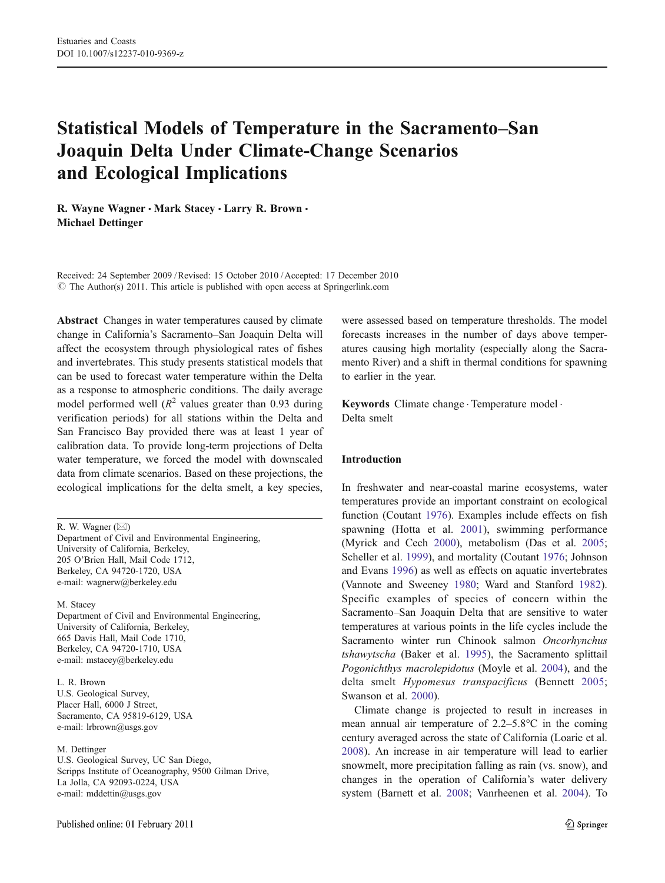# Statistical Models of Temperature in the Sacramento–San Joaquin Delta Under Climate-Change Scenarios and Ecological Implications

**R. Wayne Wagner · Mark Stacey · Larry R. Brown · Michael Dettinger**

Received: 24 September 2009 / Revised: 15 October 2010 / Accepted: 17 December 2010
© The Author(s) 2011. This article is published with open access at Springerlink.com

**Abstract** Changes in water temperatures caused by climate change in California's Sacramento–San Joaquin Delta will affect the ecosystem through physiological rates of fishes and invertebrates. This study presents statistical models that can be used to forecast water temperature within the Delta as a response to atmospheric conditions. The daily average model performed well ($R^2$ values greater than 0.93 during verification periods) for all stations within the Delta and San Francisco Bay provided there was at least 1 year of calibration data. To provide long-term projections of Delta water temperature, we forced the model with downscaled data from climate scenarios. Based on these projections, the ecological implications for the delta smelt, a key species, were assessed based on temperature thresholds. The model forecasts increases in the number of days above temperatures causing high mortality (especially along the Sacramento River) and a shift in thermal conditions for spawning to earlier in the year.

**Keywords** Climate change · Temperature model · Delta smelt

R. W. Wagner (✉)
Department of Civil and Environmental Engineering,
University of California, Berkeley,
205 O'Brien Hall, Mail Code 1712,
Berkeley, CA 94720-1720, USA
e-mail: wagnerw@berkeley.edu

M. Stacey
Department of Civil and Environmental Engineering,
University of California, Berkeley,
665 Davis Hall, Mail Code 1710,
Berkeley, CA 94720-1710, USA
e-mail: mstacey@berkeley.edu

L. R. Brown
U.S. Geological Survey,
Placer Hall, 6000 J Street,
Sacramento, CA 95819-6129, USA
e-mail: lrbrown@usgs.gov

M. Dettinger
U.S. Geological Survey, UC San Diego,
Scripps Institute of Oceanography, 9500 Gilman Drive,
La Jolla, CA 92093-0224, USA
e-mail: mddettin@usgs.gov

## Introduction

In freshwater and near-coastal marine ecosystems, water temperatures provide an important constraint on ecological function (Coutant 1976). Examples include effects on fish spawning (Hotta et al. 2001), swimming performance (Myrick and Cech 2000), metabolism (Das et al. 2005; Scheller et al. 1999), and mortality (Coutant 1976; Johnson and Evans 1996) as well as effects on aquatic invertebrates (Vannote and Sweeney 1980; Ward and Stanford 1982). Specific examples of species of concern within the Sacramento–San Joaquin Delta that are sensitive to water temperatures at various points in the life cycles include the Sacramento winter run Chinook salmon *Oncorhynchus tshawytscha* (Baker et al. 1995), the Sacramento splittail *Pogonichthys macrolepidotus* (Moyle et al. 2004), and the delta smelt *Hypomesus transpacificus* (Bennett 2005; Swanson et al. 2000).

Climate change is projected to result in increases in mean annual air temperature of 2.2–5.8°C in the coming century averaged across the state of California (Loarie et al. 2008). An increase in air temperature will lead to earlier snowmelt, more precipitation falling as rain (vs. snow), and changes in the operation of California's water delivery system (Barnett et al. 2008; Vanrheenen et al. 2004). To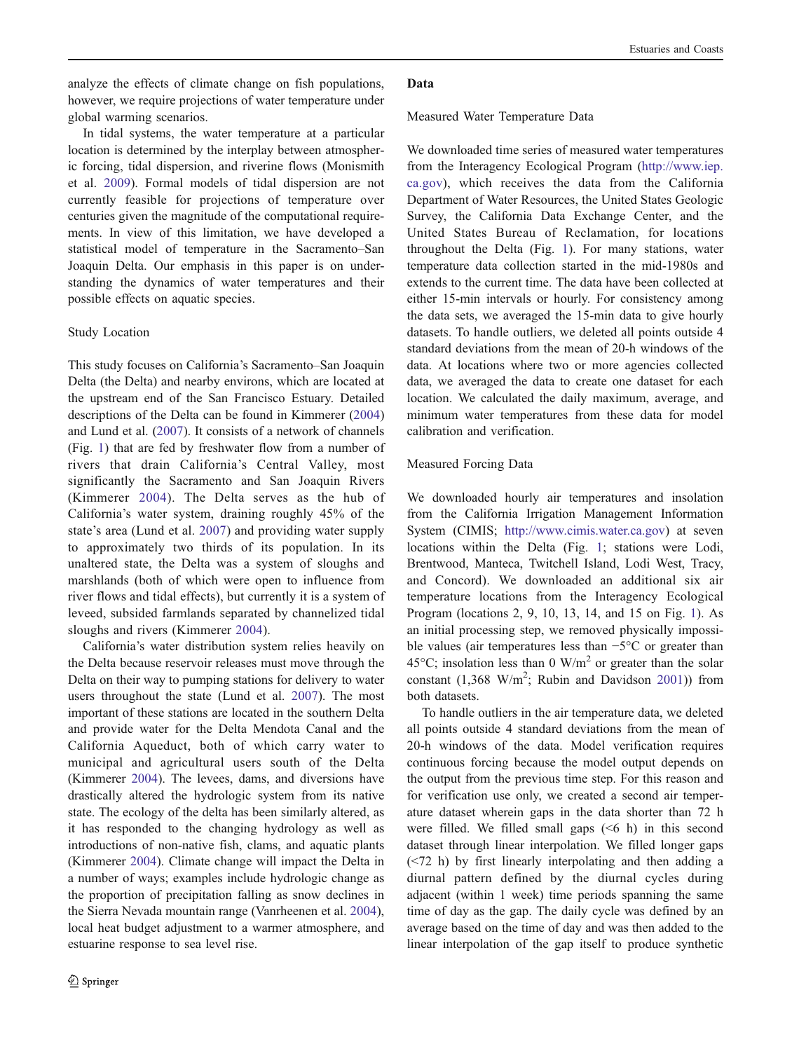analyze the effects of climate change on fish populations, however, we require projections of water temperature under global warming scenarios.

In tidal systems, the water temperature at a particular location is determined by the interplay between atmospheric forcing, tidal dispersion, and riverine flows (Monismith et al. 2009). Formal models of tidal dispersion are not currently feasible for projections of temperature over centuries given the magnitude of the computational requirements. In view of this limitation, we have developed a statistical model of temperature in the Sacramento–San Joaquin Delta. Our emphasis in this paper is on understanding the dynamics of water temperatures and their possible effects on aquatic species.

### Study Location

This study focuses on California's Sacramento–San Joaquin Delta (the Delta) and nearby environs, which are located at the upstream end of the San Francisco Estuary. Detailed descriptions of the Delta can be found in Kimmerer (2004) and Lund et al. (2007). It consists of a network of channels (Fig. 1) that are fed by freshwater flow from a number of rivers that drain California's Central Valley, most significantly the Sacramento and San Joaquin Rivers (Kimmerer 2004). The Delta serves as the hub of California's water system, draining roughly 45% of the state's area (Lund et al. 2007) and providing water supply to approximately two thirds of its population. In its unaltered state, the Delta was a system of sloughs and marshlands (both of which were open to influence from river flows and tidal effects), but currently it is a system of leveed, subsided farmlands separated by channelized tidal sloughs and rivers (Kimmerer 2004).

California's water distribution system relies heavily on the Delta because reservoir releases must move through the Delta on their way to pumping stations for delivery to water users throughout the state (Lund et al. 2007). The most important of these stations are located in the southern Delta and provide water for the Delta Mendota Canal and the California Aqueduct, both of which carry water to municipal and agricultural users south of the Delta (Kimmerer 2004). The levees, dams, and diversions have drastically altered the hydrologic system from its native state. The ecology of the delta has been similarly altered, as it has responded to the changing hydrology as well as introductions of non-native fish, clams, and aquatic plants (Kimmerer 2004). Climate change will impact the Delta in a number of ways; examples include hydrologic change as the proportion of precipitation falling as snow declines in the Sierra Nevada mountain range (Vanrheenen et al. 2004), local heat budget adjustment to a warmer atmosphere, and estuarine response to sea level rise.

## Data

### Measured Water Temperature Data

We downloaded time series of measured water temperatures from the Interagency Ecological Program (http://www.iep.ca.gov), which receives the data from the California Department of Water Resources, the United States Geologic Survey, the California Data Exchange Center, and the United States Bureau of Reclamation, for locations throughout the Delta (Fig. 1). For many stations, water temperature data collection started in the mid-1980s and extends to the current time. The data have been collected at either 15-min intervals or hourly. For consistency among the data sets, we averaged the 15-min data to give hourly datasets. To handle outliers, we deleted all points outside 4 standard deviations from the mean of 20-h windows of the data. At locations where two or more agencies collected data, we averaged the data to create one dataset for each location. We calculated the daily maximum, average, and minimum water temperatures from these data for model calibration and verification.

### Measured Forcing Data

We downloaded hourly air temperatures and insolation from the California Irrigation Management Information System (CIMIS; http://www.cimis.water.ca.gov) at seven locations within the Delta (Fig. 1; stations were Lodi, Brentwood, Manteca, Twitchell Island, Lodi West, Tracy, and Concord). We downloaded an additional six air temperature locations from the Interagency Ecological Program (locations 2, 9, 10, 13, 14, and 15 on Fig. 1). As an initial processing step, we removed physically impossible values (air temperatures less than −5°C or greater than 45°C; insolation less than 0 W/m$^2$ or greater than the solar constant (1,368 W/m$^2$; Rubin and Davidson 2001)) from both datasets.

To handle outliers in the air temperature data, we deleted all points outside 4 standard deviations from the mean of 20-h windows of the data. Model verification requires continuous forcing because the model output depends on the output from the previous time step. For this reason and for verification use only, we created a second air temperature dataset wherein gaps in the data shorter than 72 h were filled. We filled small gaps (<6 h) in this second dataset through linear interpolation. We filled longer gaps (<72 h) by first linearly interpolating and then adding a diurnal pattern defined by the diurnal cycles during adjacent (within 1 week) time periods spanning the same time of day as the gap. The daily cycle was defined by an average based on the time of day and was then added to the linear interpolation of the gap itself to produce synthetic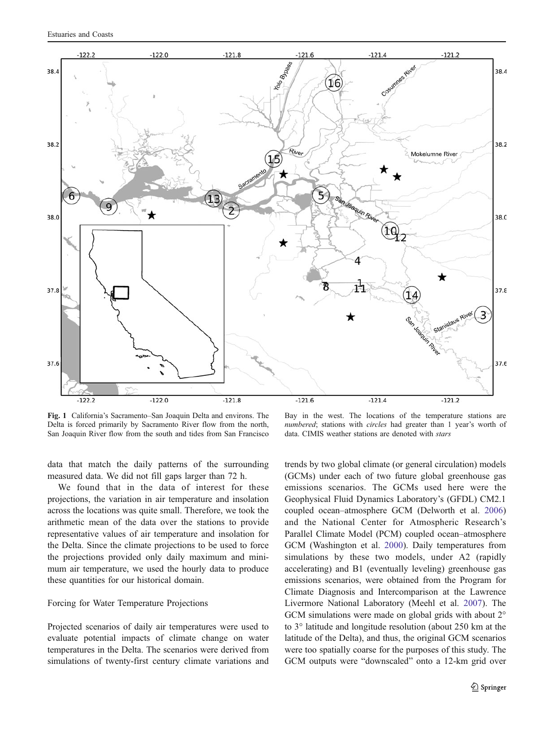Fig. 1 California's Sacramento–San Joaquin Delta and environs. The Delta is forced primarily by Sacramento River flow from the north, San Joaquin River flow from the south and tides from San Francisco Bay in the west. The locations of the temperature stations are *numbered*; stations with *circles* had greater than 1 year's worth of data. CIMIS weather stations are denoted with *stars*

data that match the daily patterns of the surrounding measured data. We did not fill gaps larger than 72 h.

We found that in the data of interest for these projections, the variation in air temperature and insolation across the locations was quite small. Therefore, we took the arithmetic mean of the data over the stations to provide representative values of air temperature and insolation for the Delta. Since the climate projections to be used to force the projections provided only daily maximum and minimum air temperature, we used the hourly data to produce these quantities for our historical domain.

### Forcing for Water Temperature Projections

Projected scenarios of daily air temperatures were used to evaluate potential impacts of climate change on water temperatures in the Delta. The scenarios were derived from simulations of twenty-first century climate variations and trends by two global climate (or general circulation) models (GCMs) under each of two future global greenhouse gas emissions scenarios. The GCMs used here were the Geophysical Fluid Dynamics Laboratory's (GFDL) CM2.1 coupled ocean–atmosphere GCM (Delworth et al. 2006) and the National Center for Atmospheric Research's Parallel Climate Model (PCM) coupled ocean–atmosphere GCM (Washington et al. 2000). Daily temperatures from simulations by these two models, under A2 (rapidly accelerating) and B1 (eventually leveling) greenhouse gas emissions scenarios, were obtained from the Program for Climate Diagnosis and Intercomparison at the Lawrence Livermore National Laboratory (Meehl et al. 2007). The GCM simulations were made on global grids with about 2° to 3° latitude and longitude resolution (about 250 km at the latitude of the Delta), and thus, the original GCM scenarios were too spatially coarse for the purposes of this study. The GCM outputs were "downscaled" onto a 12-km grid over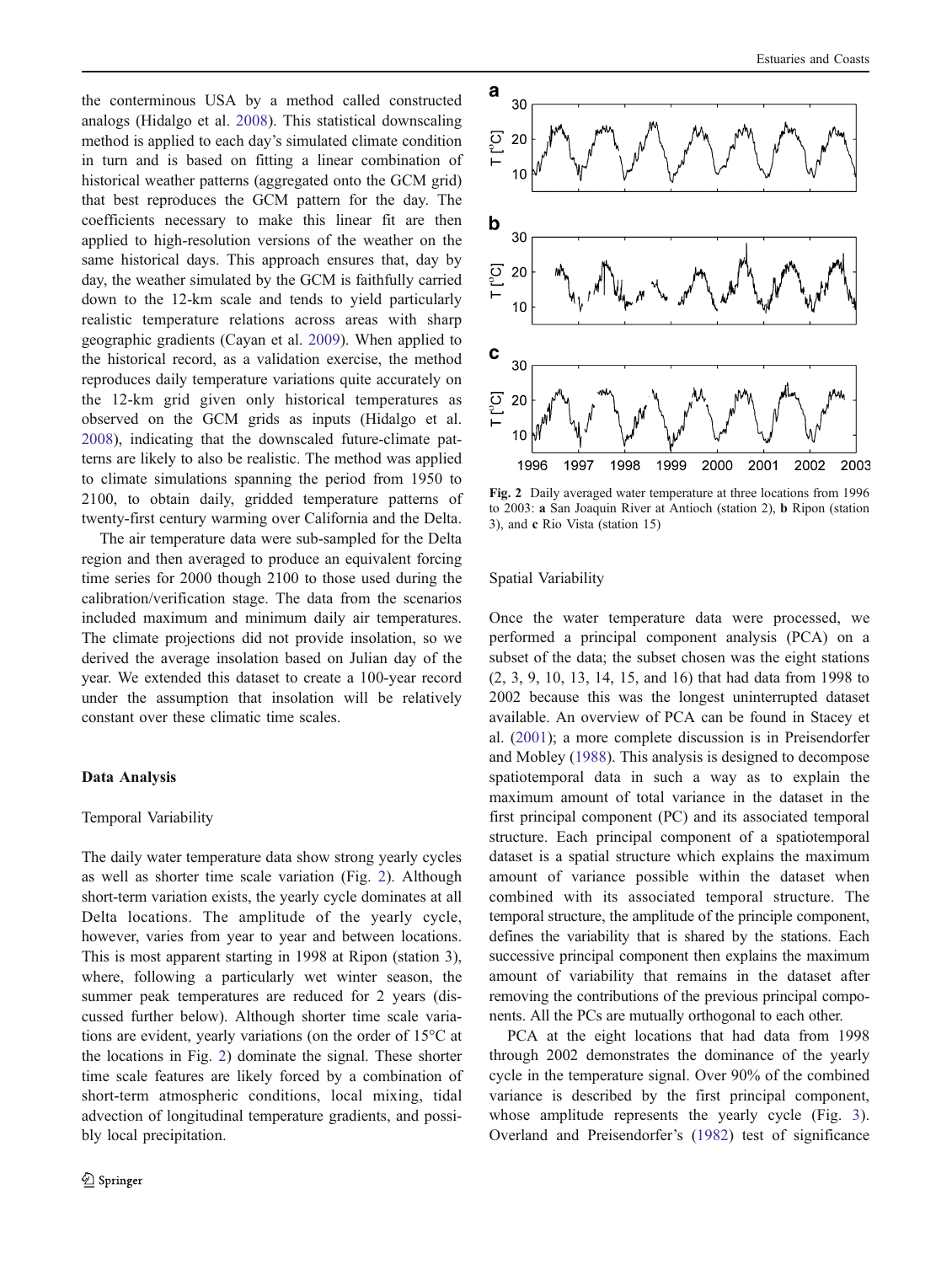the conterminous USA by a method called constructed analogs (Hidalgo et al. 2008). This statistical downscaling method is applied to each day's simulated climate condition in turn and is based on fitting a linear combination of historical weather patterns (aggregated onto the GCM grid) that best reproduces the GCM pattern for the day. The coefficients necessary to make this linear fit are then applied to high-resolution versions of the weather on the same historical days. This approach ensures that, day by day, the weather simulated by the GCM is faithfully carried down to the 12-km scale and tends to yield particularly realistic temperature relations across areas with sharp geographic gradients (Cayan et al. 2009). When applied to the historical record, as a validation exercise, the method reproduces daily temperature variations quite accurately on the 12-km grid given only historical temperatures as observed on the GCM grids as inputs (Hidalgo et al. 2008), indicating that the downscaled future-climate patterns are likely to also be realistic. The method was applied to climate simulations spanning the period from 1950 to 2100, to obtain daily, gridded temperature patterns of twenty-first century warming over California and the Delta.

The air temperature data were sub-sampled for the Delta region and then averaged to produce an equivalent forcing time series for 2000 though 2100 to those used during the calibration/verification stage. The data from the scenarios included maximum and minimum daily air temperatures. The climate projections did not provide insolation, so we derived the average insolation based on Julian day of the year. We extended this dataset to create a 100-year record under the assumption that insolation will be relatively constant over these climatic time scales.

## Data Analysis

### Temporal Variability

The daily water temperature data show strong yearly cycles as well as shorter time scale variation (Fig. 2). Although short-term variation exists, the yearly cycle dominates at all Delta locations. The amplitude of the yearly cycle, however, varies from year to year and between locations. This is most apparent starting in 1998 at Ripon (station 3), where, following a particularly wet winter season, the summer peak temperatures are reduced for 2 years (discussed further below). Although shorter time scale variations are evident, yearly variations (on the order of 15°C at the locations in Fig. 2) dominate the signal. These shorter time scale features are likely forced by a combination of short-term atmospheric conditions, local mixing, tidal advection of longitudinal temperature gradients, and possibly local precipitation.

Fig. 2 Daily averaged water temperature at three locations from 1996 to 2003: **a** San Joaquin River at Antioch (station 2), **b** Ripon (station 3), and **c** Rio Vista (station 15)

### Spatial Variability

Once the water temperature data were processed, we performed a principal component analysis (PCA) on a subset of the data; the subset chosen was the eight stations (2, 3, 9, 10, 13, 14, 15, and 16) that had data from 1998 to 2002 because this was the longest uninterrupted dataset available. An overview of PCA can be found in Stacey et al. (2001); a more complete discussion is in Preisendorfer and Mobley (1988). This analysis is designed to decompose spatiotemporal data in such a way as to explain the maximum amount of total variance in the dataset in the first principal component (PC) and its associated temporal structure. Each principal component of a spatiotemporal dataset is a spatial structure which explains the maximum amount of variance possible within the dataset when combined with its associated temporal structure. The temporal structure, the amplitude of the principle component, defines the variability that is shared by the stations. Each successive principal component then explains the maximum amount of variability that remains in the dataset after removing the contributions of the previous principal components. All the PCs are mutually orthogonal to each other.

PCA at the eight locations that had data from 1998 through 2002 demonstrates the dominance of the yearly cycle in the temperature signal. Over 90% of the combined variance is described by the first principal component, whose amplitude represents the yearly cycle (Fig. 3). Overland and Preisendorfer's (1982) test of significance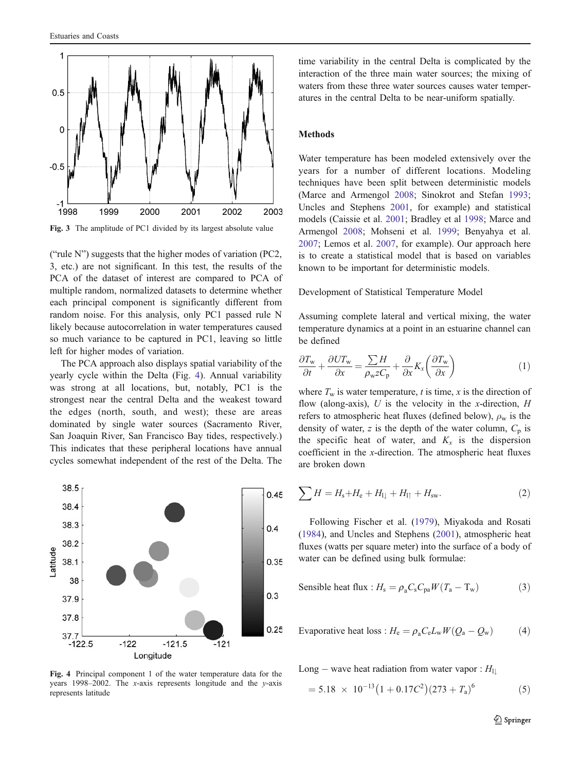Fig. 3 The amplitude of PC1 divided by its largest absolute value

("rule N") suggests that the higher modes of variation (PC2, 3, etc.) are not significant. In this test, the results of the PCA of the dataset of interest are compared to PCA of multiple random, normalized datasets to determine whether each principal component is significantly different from random noise. For this analysis, only PC1 passed rule N likely because autocorrelation in water temperatures caused so much variance to be captured in PC1, leaving so little left for higher modes of variation.

The PCA approach also displays spatial variability of the yearly cycle within the Delta (Fig. 4). Annual variability was strong at all locations, but, notably, PC1 is the strongest near the central Delta and the weakest toward the edges (north, south, and west); these are areas dominated by single water sources (Sacramento River, San Joaquin River, San Francisco Bay tides, respectively.) This indicates that these peripheral locations have annual cycles somewhat independent of the rest of the Delta. The time variability in the central Delta is complicated by the interaction of the three main water sources; the mixing of waters from these three water sources causes water temperatures in the central Delta to be near-uniform spatially.

Fig. 4 Principal component 1 of the water temperature data for the years 1998–2002. The *x*-axis represents longitude and the *y*-axis represents latitude

## Methods

Water temperature has been modeled extensively over the years for a number of different locations. Modeling techniques have been split between deterministic models (Marce and Armengol 2008; Sinokrot and Stefan 1993; Uncles and Stephens 2001, for example) and statistical models (Caissie et al. 2001; Bradley et al 1998; Marce and Armengol 2008; Mohseni et al. 1999; Benyahya et al. 2007; Lemos et al. 2007, for example). Our approach here is to create a statistical model that is based on variables known to be important for deterministic models.

### Development of Statistical Temperature Model

Assuming complete lateral and vertical mixing, the water temperature dynamics at a point in an estuarine channel can be defined

$$\frac{\partial T_w}{\partial t} + \frac{\partial U T_w}{\partial x} = \frac{\sum H}{\rho_w z C_p} + \frac{\partial}{\partial x} K_x \left( \frac{\partial T_w}{\partial x} \right) \tag{1}$$

where $T_w$ is water temperature, $t$ is time, $x$ is the direction of flow (along-axis), $U$ is the velocity in the $x$-direction, $H$ refers to atmospheric heat fluxes (defined below), $\rho_w$ is the density of water, $z$ is the depth of the water column, $C_p$ is the specific heat of water, and $K_x$ is the dispersion coefficient in the $x$-direction. The atmospheric heat fluxes are broken down

$$\sum H = H_s + H_e + H_{l\downarrow} + H_{l\uparrow} + H_{sw}. \tag{2}$$

Following Fischer et al. (1979), Miyakoda and Rosati (1984), and Uncles and Stephens (2001), atmospheric heat fluxes (watts per square meter) into the surface of a body of water can be defined using bulk formulae:

$$\text{Sensible heat flux}: H_s = \rho_a C_s C_{pa} W (T_a - T_w) \tag{3}$$

$$\text{Evaporative heat loss}: H_e = \rho_a C_e L_w W (Q_a - Q_w) \tag{4}$$

$$\text{Long-wave heat radiation from water vapor}: H_{l\downarrow} = 5.18 \times 10^{-13} \left(1 + 0.17 C^2\right) (273 + T_a)^6 \tag{5}$$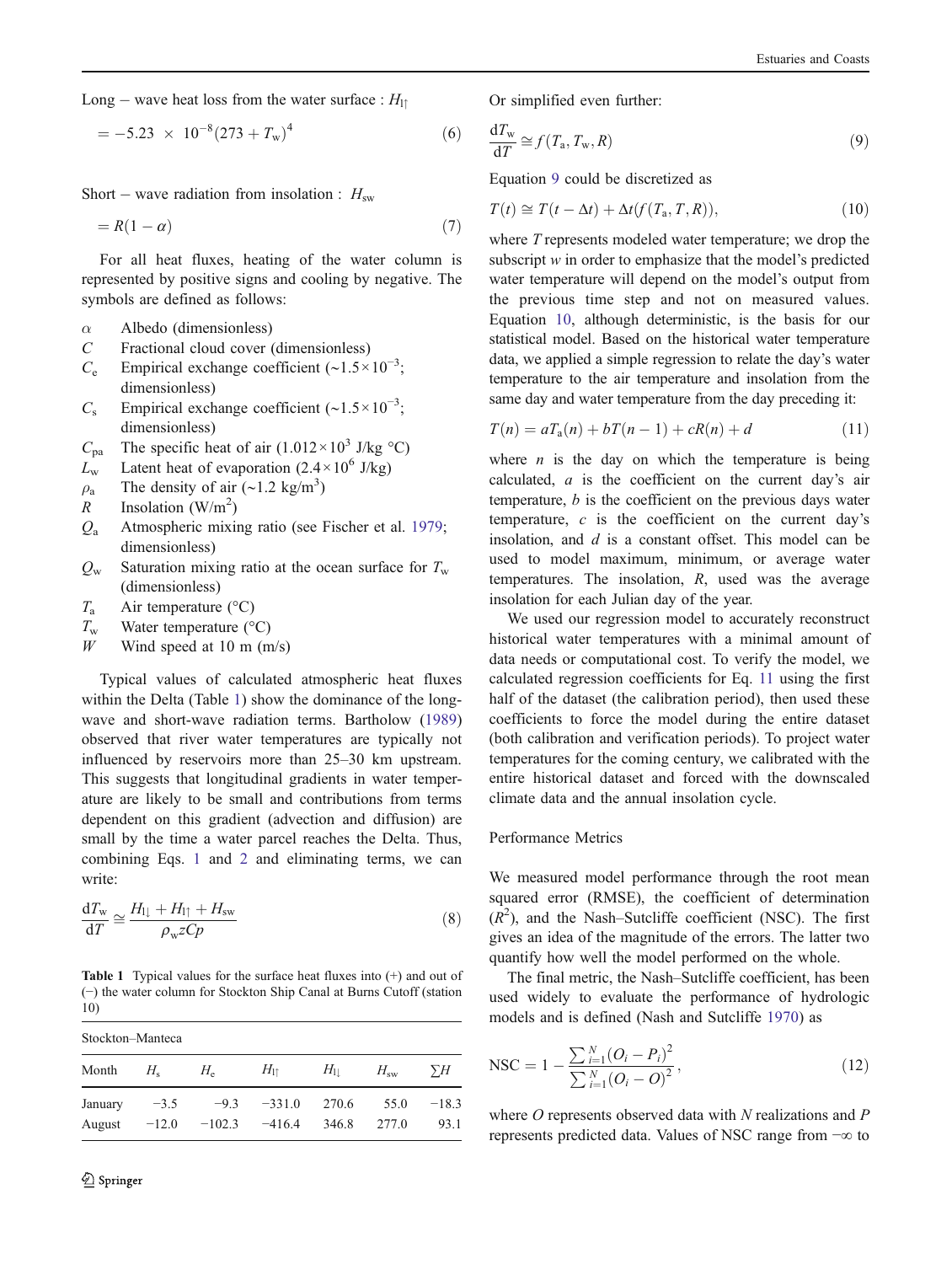Long – wave heat loss from the water surface : $H_{l\uparrow}$

$$= -5.23 \times 10^{-8}(273 + T_w)^4 \tag{6}$$

Short – wave radiation from insolation : $H_{sw}$

$$= R(1 - \alpha) \tag{7}$$

For all heat fluxes, heating of the water column is represented by positive signs and cooling by negative. The symbols are defined as follows:

- $\alpha$ Albedo (dimensionless)
- $C$ Fractional cloud cover (dimensionless)
- $C_e$ Empirical exchange coefficient (~$1.5\times10^{-3}$; dimensionless)
- $C_s$ Empirical exchange coefficient (~$1.5\times10^{-3}$; dimensionless)
- $C_{pa}$ The specific heat of air ($1.012\times10^3$ J/kg °C)
- $L_w$ Latent heat of evaporation ($2.4\times10^6$ J/kg)
- $\rho_a$ The density of air (~1.2 kg/m$^3$)
- $R$ Insolation (W/m$^2$)
- $Q_a$ Atmospheric mixing ratio (see Fischer et al. 1979; dimensionless)
- $Q_w$ Saturation mixing ratio at the ocean surface for $T_w$ (dimensionless)
- $T_a$ Air temperature (°C)
- $T_w$ Water temperature (°C)
- $W$ Wind speed at 10 m (m/s)

Typical values of calculated atmospheric heat fluxes within the Delta (Table 1) show the dominance of the long-wave and short-wave radiation terms. Bartholow (1989) observed that river water temperatures are typically not influenced by reservoirs more than 25–30 km upstream. This suggests that longitudinal gradients in water temperature are likely to be small and contributions from terms dependent on this gradient (advection and diffusion) are small by the time a water parcel reaches the Delta. Thus, combining Eqs. 1 and 2 and eliminating terms, we can write:

$$\frac{dT_w}{dT} \cong \frac{H_{l\downarrow} + H_{l\uparrow} + H_{sw}}{\rho_w z C p} \tag{8}$$

**Table 1** Typical values for the surface heat fluxes into (+) and out of (−) the water column for Stockton Ship Canal at Burns Cutoff (station 10)

| Stockton–Manteca | | | | | | |
|---|---|---|---|---|---|---|
| Month | $H_s$ | $H_e$ | $H_{l\uparrow}$ | $H_{l\downarrow}$ | $H_{sw}$ | $\sum H$ |
| January | −3.5 | −9.3 | −331.0 | 270.6 | 55.0 | −18.3 |
| August | −12.0 | −102.3 | −416.4 | 346.8 | 277.0 | 93.1 |

Or simplified even further:

$$\frac{dT_w}{dT} \cong f(T_a, T_w, R) \tag{9}$$

Equation 9 could be discretized as

$$T(t) \cong T(t - \Delta t) + \Delta t(f(T_a, T, R)), \tag{10}$$

where $T$ represents modeled water temperature; we drop the subscript $w$ in order to emphasize that the model's predicted water temperature will depend on the model's output from the previous time step and not on measured values. Equation 10, although deterministic, is the basis for our statistical model. Based on the historical water temperature data, we applied a simple regression to relate the day's water temperature to the air temperature and insolation from the same day and water temperature from the day preceding it:

$$T(n) = aT_a(n) + bT(n-1) + cR(n) + d \tag{11}$$

where $n$ is the day on which the temperature is being calculated, $a$ is the coefficient on the current day's air temperature, $b$ is the coefficient on the previous days water temperature, $c$ is the coefficient on the current day's insolation, and $d$ is a constant offset. This model can be used to model maximum, minimum, or average water temperatures. The insolation, $R$, used was the average insolation for each Julian day of the year.

We used our regression model to accurately reconstruct historical water temperatures with a minimal amount of data needs or computational cost. To verify the model, we calculated regression coefficients for Eq. 11 using the first half of the dataset (the calibration period), then used these coefficients to force the model during the entire dataset (both calibration and verification periods). To project water temperatures for the coming century, we calibrated with the entire historical dataset and forced with the downscaled climate data and the annual insolation cycle.

## Performance Metrics

We measured model performance through the root mean squared error (RMSE), the coefficient of determination ($R^2$), and the Nash–Sutcliffe coefficient (NSC). The first gives an idea of the magnitude of the errors. The latter two quantify how well the model performed on the whole.

The final metric, the Nash–Sutcliffe coefficient, has been used widely to evaluate the performance of hydrologic models and is defined (Nash and Sutcliffe 1970) as

$$\text{NSC} = 1 - \frac{\sum_{i=1}^{N}(O_i - P_i)^2}{\sum_{i=1}^{N}(O_i - \bar{O})^2}, \tag{12}$$

where $O$ represents observed data with $N$ realizations and $P$ represents predicted data. Values of NSC range from $-\infty$ to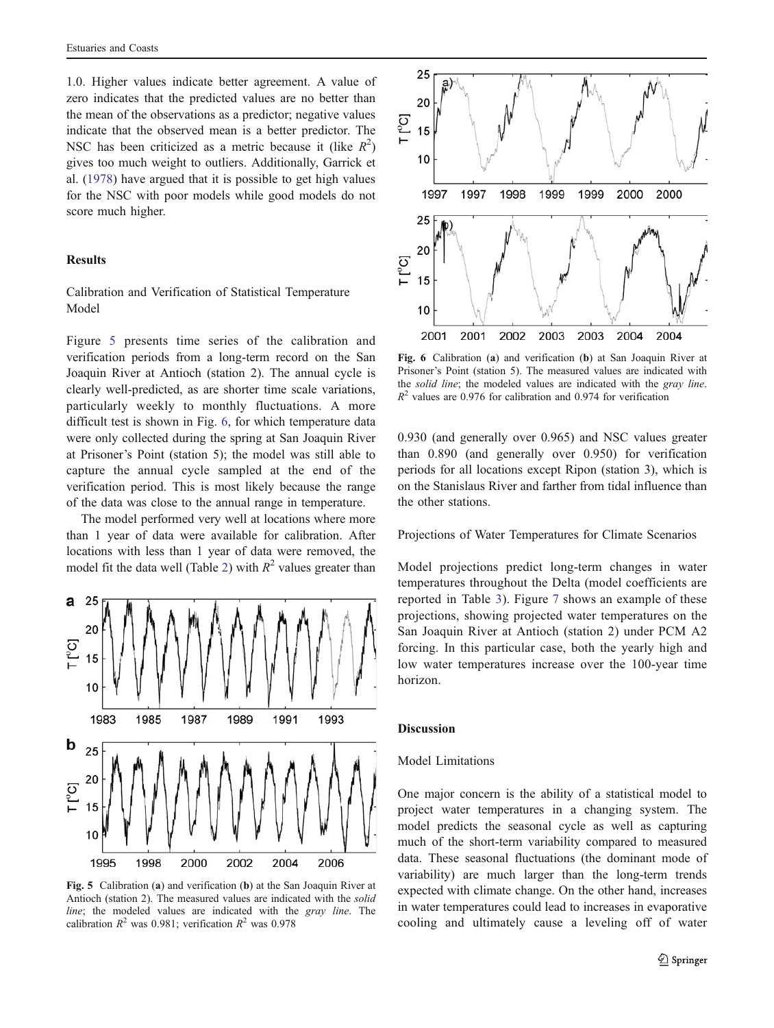1.0. Higher values indicate better agreement. A value of zero indicates that the predicted values are no better than the mean of the observations as a predictor; negative values indicate that the observed mean is a better predictor. The NSC has been criticized as a metric because it (like $R^2$) gives too much weight to outliers. Additionally, Garrick et al. (1978) have argued that it is possible to get high values for the NSC with poor models while good models do not score much higher.

## Results

### Calibration and Verification of Statistical Temperature Model

Figure 5 presents time series of the calibration and verification periods from a long-term record on the San Joaquin River at Antioch (station 2). The annual cycle is clearly well-predicted, as are shorter time scale variations, particularly weekly to monthly fluctuations. A more difficult test is shown in Fig. 6, for which temperature data were only collected during the spring at San Joaquin River at Prisoner's Point (station 5); the model was still able to capture the annual cycle sampled at the end of the verification period. This is most likely because the range of the data was close to the annual range in temperature.

The model performed very well at locations where more than 1 year of data were available for calibration. After locations with less than 1 year of data were removed, the model fit the data well (Table 2) with $R^2$ values greater than 0.930 (and generally over 0.965) and NSC values greater than 0.890 (and generally over 0.950) for verification periods for all locations except Ripon (station 3), which is on the Stanislaus River and farther from tidal influence than the other stations.

Fig. 5 Calibration (**a**) and verification (**b**) at the San Joaquin River at Antioch (station 2). The measured values are indicated with the *solid line*; the modeled values are indicated with the *gray line*. The calibration $R^2$ was 0.981; verification $R^2$ was 0.978

Fig. 6 Calibration (**a**) and verification (**b**) at San Joaquin River at Prisoner's Point (station 5). The measured values are indicated with the *solid line*; the modeled values are indicated with the *gray line*. $R^2$ values are 0.976 for calibration and 0.974 for verification

### Projections of Water Temperatures for Climate Scenarios

Model projections predict long-term changes in water temperatures throughout the Delta (model coefficients are reported in Table 3). Figure 7 shows an example of these projections, showing projected water temperatures on the San Joaquin River at Antioch (station 2) under PCM A2 forcing. In this particular case, both the yearly high and low water temperatures increase over the 100-year time horizon.

## Discussion

### Model Limitations

One major concern is the ability of a statistical model to project water temperatures in a changing system. The model predicts the seasonal cycle as well as capturing much of the short-term variability compared to measured data. These seasonal fluctuations (the dominant mode of variability) are much larger than the long-term trends expected with climate change. On the other hand, increases in water temperatures could lead to increases in evaporative cooling and ultimately cause a leveling off of water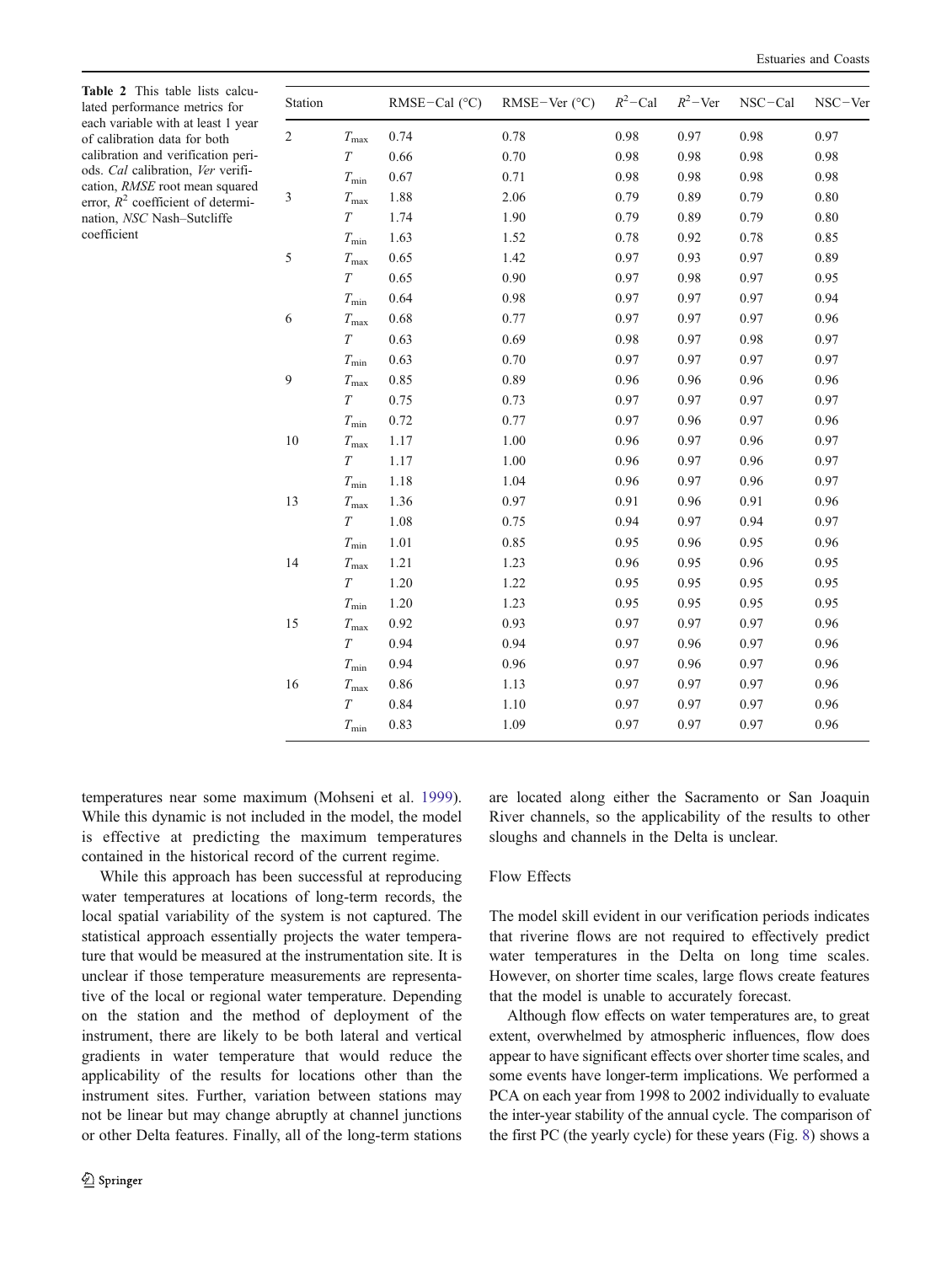**Table 2** This table lists calculated performance metrics for each variable with at least 1 year of calibration data for both calibration and verification periods. *Cal* calibration, *Ver* verification, *RMSE* root mean squared error, $R^2$ coefficient of determination, *NSC* Nash–Sutcliffe coefficient

| Station | | RMSE−Cal (°C) | RMSE−Ver (°C) | $R^2$−Cal | $R^2$−Ver | NSC−Cal | NSC−Ver |
|---|---|---|---|---|---|---|---|
| 2 | $T_{\max}$ | 0.74 | 0.78 | 0.98 | 0.97 | 0.98 | 0.97 |
| | $T$ | 0.66 | 0.70 | 0.98 | 0.98 | 0.98 | 0.98 |
| | $T_{\min}$ | 0.67 | 0.71 | 0.98 | 0.98 | 0.98 | 0.98 |
| 3 | $T_{\max}$ | 1.88 | 2.06 | 0.79 | 0.89 | 0.79 | 0.80 |
| | $T$ | 1.74 | 1.90 | 0.79 | 0.89 | 0.79 | 0.80 |
| | $T_{\min}$ | 1.63 | 1.52 | 0.78 | 0.92 | 0.78 | 0.85 |
| 5 | $T_{\max}$ | 0.65 | 1.42 | 0.97 | 0.93 | 0.97 | 0.89 |
| | $T$ | 0.65 | 0.90 | 0.97 | 0.98 | 0.97 | 0.95 |
| | $T_{\min}$ | 0.64 | 0.98 | 0.97 | 0.97 | 0.97 | 0.94 |
| 6 | $T_{\max}$ | 0.68 | 0.77 | 0.97 | 0.97 | 0.97 | 0.96 |
| | $T$ | 0.63 | 0.69 | 0.98 | 0.97 | 0.98 | 0.97 |
| | $T_{\min}$ | 0.63 | 0.70 | 0.97 | 0.97 | 0.97 | 0.97 |
| 9 | $T_{\max}$ | 0.85 | 0.89 | 0.96 | 0.96 | 0.96 | 0.96 |
| | $T$ | 0.75 | 0.73 | 0.97 | 0.97 | 0.97 | 0.97 |
| | $T_{\min}$ | 0.72 | 0.77 | 0.97 | 0.96 | 0.97 | 0.96 |
| 10 | $T_{\max}$ | 1.17 | 1.00 | 0.96 | 0.97 | 0.96 | 0.97 |
| | $T$ | 1.17 | 1.00 | 0.96 | 0.97 | 0.96 | 0.97 |
| | $T_{\min}$ | 1.18 | 1.04 | 0.96 | 0.97 | 0.96 | 0.97 |
| 13 | $T_{\max}$ | 1.36 | 0.97 | 0.91 | 0.96 | 0.91 | 0.96 |
| | $T$ | 1.08 | 0.75 | 0.94 | 0.97 | 0.94 | 0.97 |
| | $T_{\min}$ | 1.01 | 0.85 | 0.95 | 0.96 | 0.95 | 0.96 |
| 14 | $T_{\max}$ | 1.21 | 1.23 | 0.96 | 0.95 | 0.96 | 0.95 |
| | $T$ | 1.20 | 1.22 | 0.95 | 0.95 | 0.95 | 0.95 |
| | $T_{\min}$ | 1.20 | 1.23 | 0.95 | 0.95 | 0.95 | 0.95 |
| 15 | $T_{\max}$ | 0.92 | 0.93 | 0.97 | 0.97 | 0.97 | 0.96 |
| | $T$ | 0.94 | 0.94 | 0.97 | 0.96 | 0.97 | 0.96 |
| | $T_{\min}$ | 0.94 | 0.96 | 0.97 | 0.96 | 0.97 | 0.96 |
| 16 | $T_{\max}$ | 0.86 | 1.13 | 0.97 | 0.97 | 0.97 | 0.96 |
| | $T$ | 0.84 | 1.10 | 0.97 | 0.97 | 0.97 | 0.96 |
| | $T_{\min}$ | 0.83 | 1.09 | 0.97 | 0.97 | 0.97 | 0.96 |

temperatures near some maximum (Mohseni et al. 1999). While this dynamic is not included in the model, the model is effective at predicting the maximum temperatures contained in the historical record of the current regime.

While this approach has been successful at reproducing water temperatures at locations of long-term records, the local spatial variability of the system is not captured. The statistical approach essentially projects the water temperature that would be measured at the instrumentation site. It is unclear if those temperature measurements are representative of the local or regional water temperature. Depending on the station and the method of deployment of the instrument, there are likely to be both lateral and vertical gradients in water temperature that would reduce the applicability of the results for locations other than the instrument sites. Further, variation between stations may not be linear but may change abruptly at channel junctions or other Delta features. Finally, all of the long-term stations are located along either the Sacramento or San Joaquin River channels, so the applicability of the results to other sloughs and channels in the Delta is unclear.

## Flow Effects

The model skill evident in our verification periods indicates that riverine flows are not required to effectively predict water temperatures in the Delta on long time scales. However, on shorter time scales, large flows create features that the model is unable to accurately forecast.

Although flow effects on water temperatures are, to great extent, overwhelmed by atmospheric influences, flow does appear to have significant effects over shorter time scales, and some events have longer-term implications. We performed a PCA on each year from 1998 to 2002 individually to evaluate the inter-year stability of the annual cycle. The comparison of the first PC (the yearly cycle) for these years (Fig. 8) shows a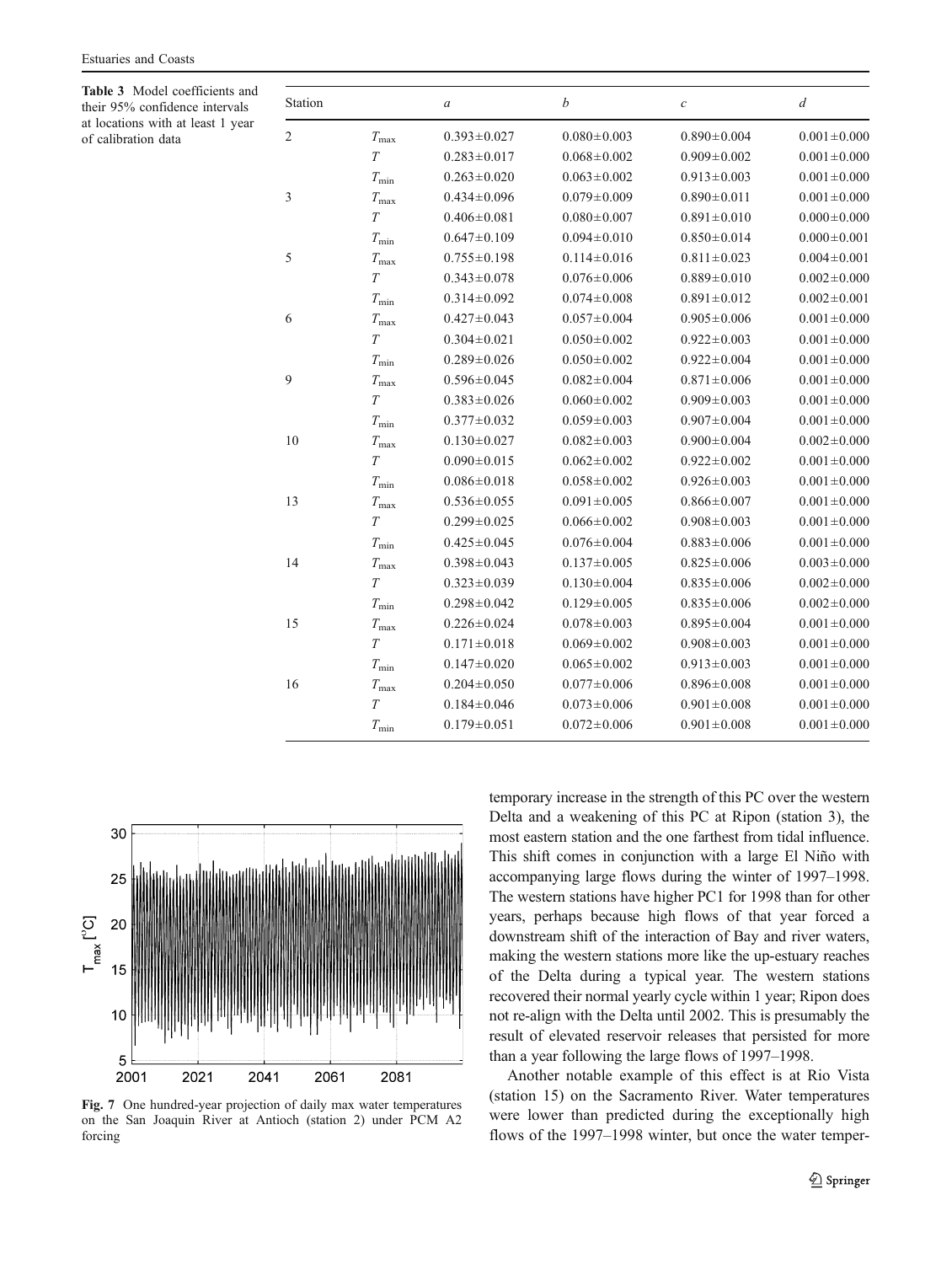**Table 3** Model coefficients and their 95% confidence intervals at locations with at least 1 year of calibration data

| Station | | $a$ | $b$ | $c$ | $d$ |
|---|---|---|---|---|---|
| 2 | $T_{\max}$ | 0.393±0.027 | 0.080±0.003 | 0.890±0.004 | 0.001±0.000 |
| | $T$ | 0.283±0.017 | 0.068±0.002 | 0.909±0.002 | 0.001±0.000 |
| | $T_{\min}$ | 0.263±0.020 | 0.063±0.002 | 0.913±0.003 | 0.001±0.000 |
| 3 | $T_{\max}$ | 0.434±0.096 | 0.079±0.009 | 0.890±0.011 | 0.001±0.000 |
| | $T$ | 0.406±0.081 | 0.080±0.007 | 0.891±0.010 | 0.000±0.000 |
| | $T_{\min}$ | 0.647±0.109 | 0.094±0.010 | 0.850±0.014 | 0.000±0.001 |
| 5 | $T_{\max}$ | 0.755±0.198 | 0.114±0.016 | 0.811±0.023 | 0.004±0.001 |
| | $T$ | 0.343±0.078 | 0.076±0.006 | 0.889±0.010 | 0.002±0.000 |
| | $T_{\min}$ | 0.314±0.092 | 0.074±0.008 | 0.891±0.012 | 0.002±0.001 |
| 6 | $T_{\max}$ | 0.427±0.043 | 0.057±0.004 | 0.905±0.006 | 0.001±0.000 |
| | $T$ | 0.304±0.021 | 0.050±0.002 | 0.922±0.003 | 0.001±0.000 |
| | $T_{\min}$ | 0.289±0.026 | 0.050±0.002 | 0.922±0.004 | 0.001±0.000 |
| 9 | $T_{\max}$ | 0.596±0.045 | 0.082±0.004 | 0.871±0.006 | 0.001±0.000 |
| | $T$ | 0.383±0.026 | 0.060±0.002 | 0.909±0.003 | 0.001±0.000 |
| | $T_{\min}$ | 0.377±0.032 | 0.059±0.003 | 0.907±0.004 | 0.001±0.000 |
| 10 | $T_{\max}$ | 0.130±0.027 | 0.082±0.003 | 0.900±0.004 | 0.002±0.000 |
| | $T$ | 0.090±0.015 | 0.062±0.002 | 0.922±0.002 | 0.001±0.000 |
| | $T_{\min}$ | 0.086±0.018 | 0.058±0.002 | 0.926±0.003 | 0.001±0.000 |
| 13 | $T_{\max}$ | 0.536±0.055 | 0.091±0.005 | 0.866±0.007 | 0.001±0.000 |
| | $T$ | 0.299±0.025 | 0.066±0.002 | 0.908±0.003 | 0.001±0.000 |
| | $T_{\min}$ | 0.425±0.045 | 0.076±0.004 | 0.883±0.006 | 0.001±0.000 |
| 14 | $T_{\max}$ | 0.398±0.043 | 0.137±0.005 | 0.825±0.006 | 0.003±0.000 |
| | $T$ | 0.323±0.039 | 0.130±0.004 | 0.835±0.006 | 0.002±0.000 |
| | $T_{\min}$ | 0.298±0.042 | 0.129±0.005 | 0.835±0.006 | 0.002±0.000 |
| 15 | $T_{\max}$ | 0.226±0.024 | 0.078±0.003 | 0.895±0.004 | 0.001±0.000 |
| | $T$ | 0.171±0.018 | 0.069±0.002 | 0.908±0.003 | 0.001±0.000 |
| | $T_{\min}$ | 0.147±0.020 | 0.065±0.002 | 0.913±0.003 | 0.001±0.000 |
| 16 | $T_{\max}$ | 0.204±0.050 | 0.077±0.006 | 0.896±0.008 | 0.001±0.000 |
| | $T$ | 0.184±0.046 | 0.073±0.006 | 0.901±0.008 | 0.001±0.000 |
| | $T_{\min}$ | 0.179±0.051 | 0.072±0.006 | 0.901±0.008 | 0.001±0.000 |

**Fig. 7** One hundred-year projection of daily max water temperatures on the San Joaquin River at Antioch (station 2) under PCM A2 forcing

temporary increase in the strength of this PC over the western Delta and a weakening of this PC at Ripon (station 3), the most eastern station and the one farthest from tidal influence. This shift comes in conjunction with a large El Niño with accompanying large flows during the winter of 1997–1998. The western stations have higher PC1 for 1998 than for other years, perhaps because high flows of that year forced a downstream shift of the interaction of Bay and river waters, making the western stations more like the up-estuary reaches of the Delta during a typical year. The western stations recovered their normal yearly cycle within 1 year; Ripon does not re-align with the Delta until 2002. This is presumably the result of elevated reservoir releases that persisted for more than a year following the large flows of 1997–1998.

Another notable example of this effect is at Rio Vista (station 15) on the Sacramento River. Water temperatures were lower than predicted during the exceptionally high flows of the 1997–1998 winter, but once the water temper-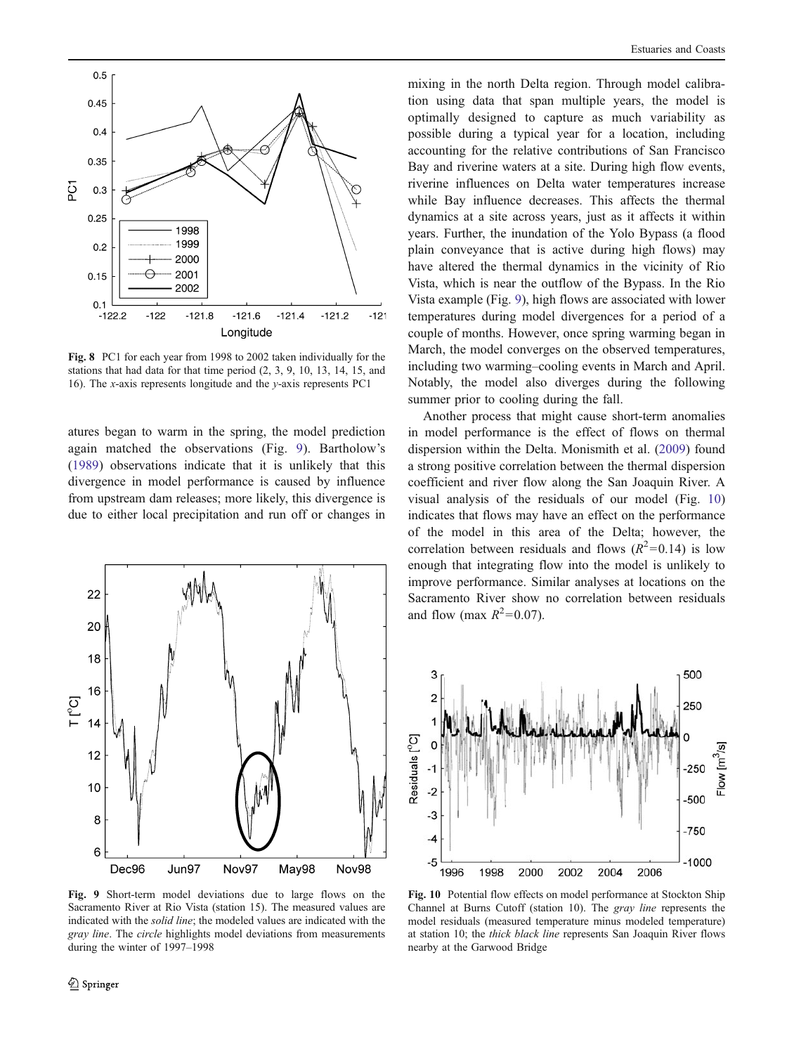Fig. 8 PC1 for each year from 1998 to 2002 taken individually for the stations that had data for that time period (2, 3, 9, 10, 13, 14, 15, and 16). The *x*-axis represents longitude and the *y*-axis represents PC1

atures began to warm in the spring, the model prediction again matched the observations (Fig. 9). Bartholow's (1989) observations indicate that it is unlikely that this divergence in model performance is caused by influence from upstream dam releases; more likely, this divergence is due to either local precipitation and run off or changes in mixing in the north Delta region. Through model calibration using data that span multiple years, the model is optimally designed to capture as much variability as possible during a typical year for a location, including accounting for the relative contributions of San Francisco Bay and riverine waters at a site. During high flow events, riverine influences on Delta water temperatures increase while Bay influence decreases. This affects the thermal dynamics at a site across years, just as it affects it within years. Further, the inundation of the Yolo Bypass (a flood plain conveyance that is active during high flows) may have altered the thermal dynamics in the vicinity of Rio Vista, which is near the outflow of the Bypass. In the Rio Vista example (Fig. 9), high flows are associated with lower temperatures during model divergences for a period of a couple of months. However, once spring warming began in March, the model converges on the observed temperatures, including two warming–cooling events in March and April. Notably, the model also diverges during the following summer prior to cooling during the fall.

Another process that might cause short-term anomalies in model performance is the effect of flows on thermal dispersion within the Delta. Monismith et al. (2009) found a strong positive correlation between the thermal dispersion coefficient and river flow along the San Joaquin River. A visual analysis of the residuals of our model (Fig. 10) indicates that flows may have an effect on the performance of the model in this area of the Delta; however, the correlation between residuals and flows ($R^2$=0.14) is low enough that integrating flow into the model is unlikely to improve performance. Similar analyses at locations on the Sacramento River show no correlation between residuals and flow (max $R^2$=0.07).

Fig. 9 Short-term model deviations due to large flows on the Sacramento River at Rio Vista (station 15). The measured values are indicated with the *solid line*; the modeled values are indicated with the *gray line*. The *circle* highlights model deviations from measurements during the winter of 1997–1998

Fig. 10 Potential flow effects on model performance at Stockton Ship Channel at Burns Cutoff (station 10). The *gray line* represents the model residuals (measured temperature minus modeled temperature) at station 10; the *thick black line* represents San Joaquin River flows nearby at the Garwood Bridge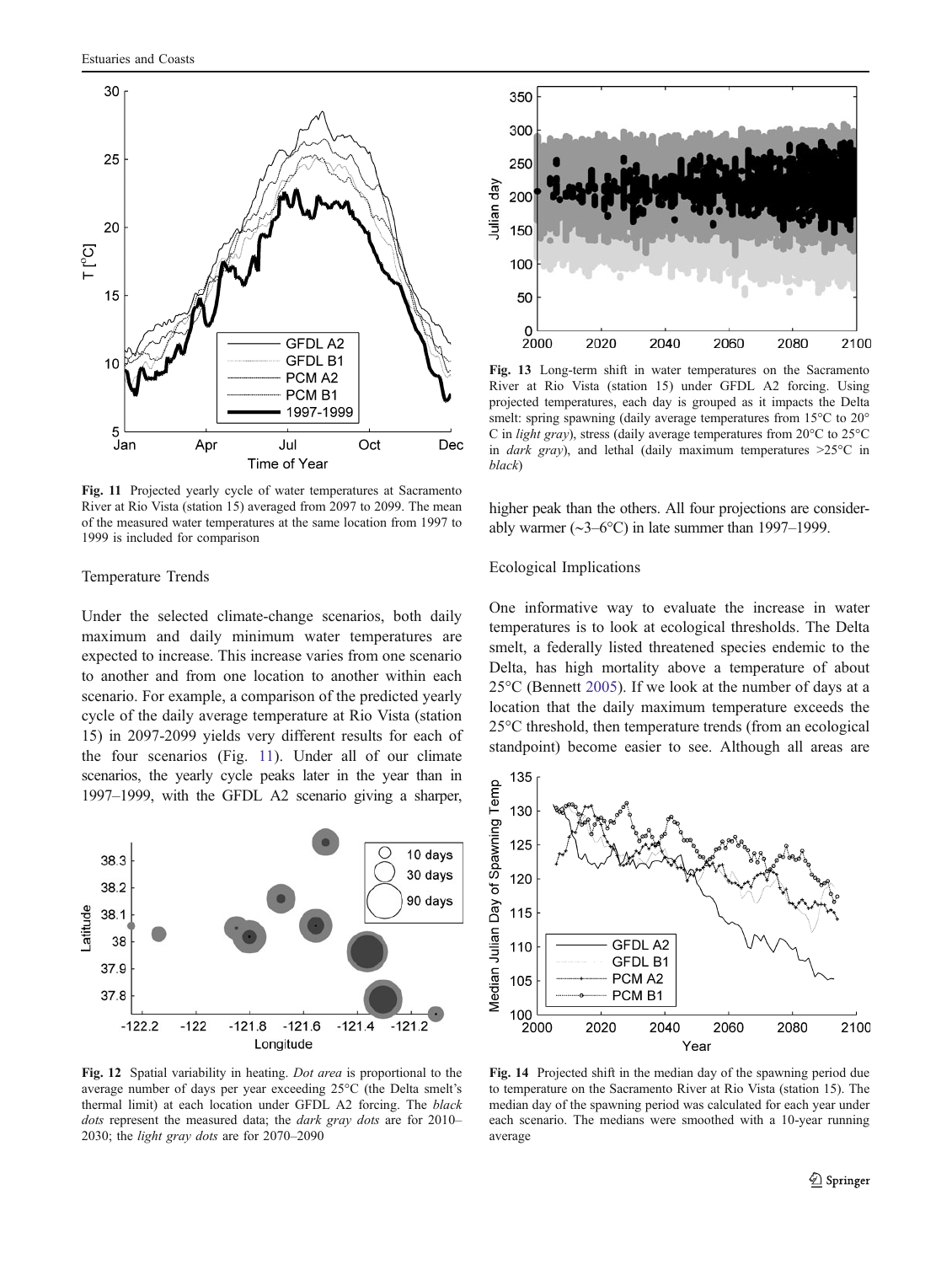Fig. 11 Projected yearly cycle of water temperatures at Sacramento River at Rio Vista (station 15) averaged from 2097 to 2099. The mean of the measured water temperatures at the same location from 1997 to 1999 is included for comparison

### Temperature Trends

Under the selected climate-change scenarios, both daily maximum and daily minimum water temperatures are expected to increase. This increase varies from one scenario to another and from one location to another within each scenario. For example, a comparison of the predicted yearly cycle of the daily average temperature at Rio Vista (station 15) in 2097-2099 yields very different results for each of the four scenarios (Fig. 11). Under all of our climate scenarios, the yearly cycle peaks later in the year than in 1997–1999, with the GFDL A2 scenario giving a sharper, higher peak than the others. All four projections are considerably warmer (~3–6°C) in late summer than 1997–1999.

Fig. 12 Spatial variability in heating. *Dot area* is proportional to the average number of days per year exceeding 25°C (the Delta smelt's thermal limit) at each location under GFDL A2 forcing. The *black dots* represent the measured data; the *dark gray dots* are for 2010–2030; the *light gray dots* are for 2070–2090

Fig. 13 Long-term shift in water temperatures on the Sacramento River at Rio Vista (station 15) under GFDL A2 forcing. Using projected temperatures, each day is grouped as it impacts the Delta smelt: spring spawning (daily average temperatures from 15°C to 20°C in *light gray*), stress (daily average temperatures from 20°C to 25°C in *dark gray*), and lethal (daily maximum temperatures >25°C in *black*)

### Ecological Implications

One informative way to evaluate the increase in water temperatures is to look at ecological thresholds. The Delta smelt, a federally listed threatened species endemic to the Delta, has high mortality above a temperature of about 25°C (Bennett 2005). If we look at the number of days at a location that the daily maximum temperature exceeds the 25°C threshold, then temperature trends (from an ecological standpoint) become easier to see. Although all areas are

Fig. 14 Projected shift in the median day of the spawning period due to temperature on the Sacramento River at Rio Vista (station 15). The median day of the spawning period was calculated for each year under each scenario. The medians were smoothed with a 10-year running average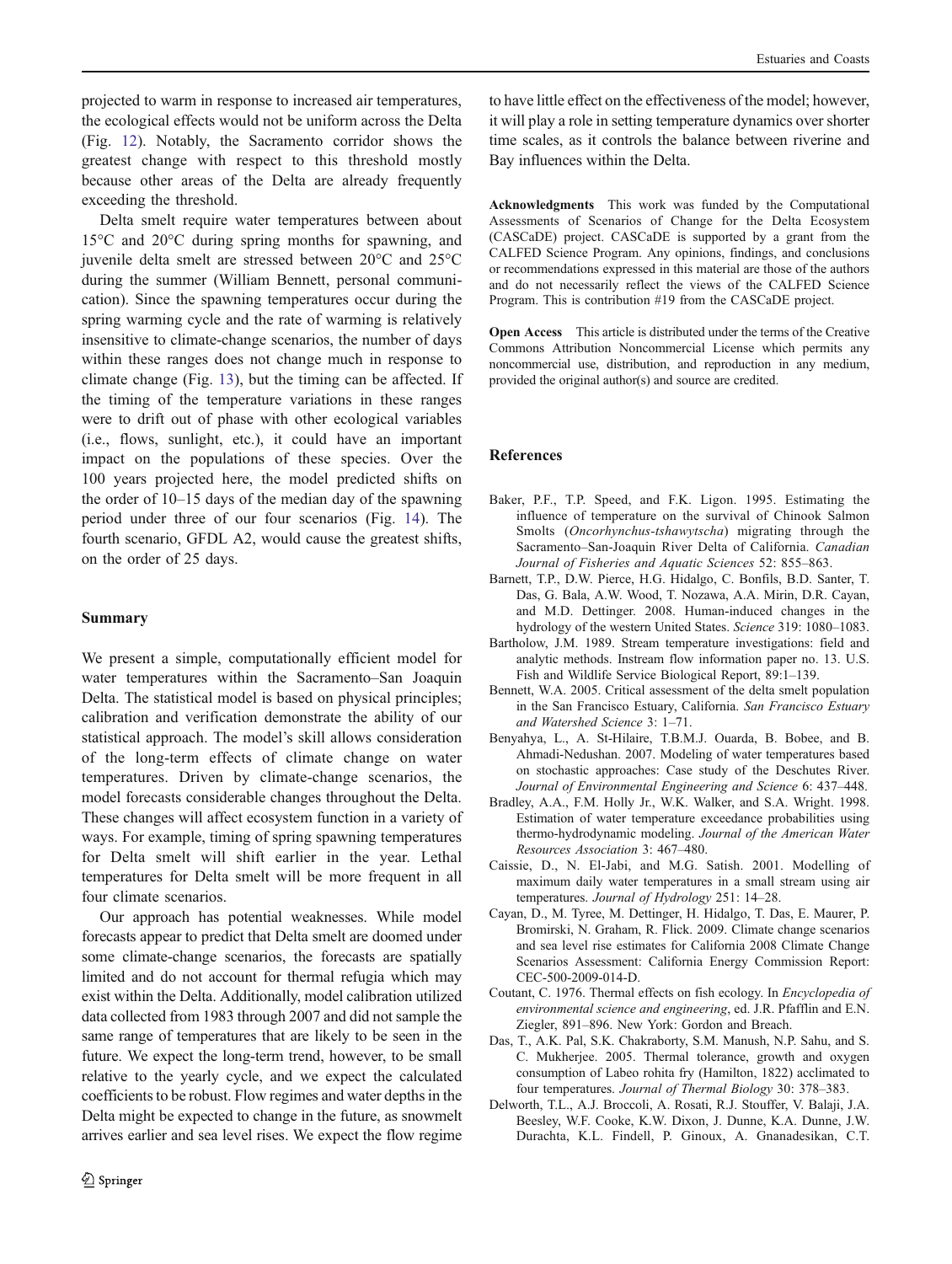projected to warm in response to increased air temperatures, the ecological effects would not be uniform across the Delta (Fig. 12). Notably, the Sacramento corridor shows the greatest change with respect to this threshold mostly because other areas of the Delta are already frequently exceeding the threshold.

Delta smelt require water temperatures between about 15°C and 20°C during spring months for spawning, and juvenile delta smelt are stressed between 20°C and 25°C during the summer (William Bennett, personal communication). Since the spawning temperatures occur during the spring warming cycle and the rate of warming is relatively insensitive to climate-change scenarios, the number of days within these ranges does not change much in response to climate change (Fig. 13), but the timing can be affected. If the timing of the temperature variations in these ranges were to drift out of phase with other ecological variables (i.e., flows, sunlight, etc.), it could have an important impact on the populations of these species. Over the 100 years projected here, the model predicted shifts on the order of 10–15 days of the median day of the spawning period under three of our four scenarios (Fig. 14). The fourth scenario, GFDL A2, would cause the greatest shifts, on the order of 25 days.

## Summary

We present a simple, computationally efficient model for water temperatures within the Sacramento–San Joaquin Delta. The statistical model is based on physical principles; calibration and verification demonstrate the ability of our statistical approach. The model's skill allows consideration of the long-term effects of climate change on water temperatures. Driven by climate-change scenarios, the model forecasts considerable changes throughout the Delta. These changes will affect ecosystem function in a variety of ways. For example, timing of spring spawning temperatures for Delta smelt will shift earlier in the year. Lethal temperatures for Delta smelt will be more frequent in all four climate scenarios.

Our approach has potential weaknesses. While model forecasts appear to predict that Delta smelt are doomed under some climate-change scenarios, the forecasts are spatially limited and do not account for thermal refugia which may exist within the Delta. Additionally, model calibration utilized data collected from 1983 through 2007 and did not sample the same range of temperatures that are likely to be seen in the future. We expect the long-term trend, however, to be small relative to the yearly cycle, and we expect the calculated coefficients to be robust. Flow regimes and water depths in the Delta might be expected to change in the future, as snowmelt arrives earlier and sea level rises. We expect the flow regime to have little effect on the effectiveness of the model; however, it will play a role in setting temperature dynamics over shorter time scales, as it controls the balance between riverine and Bay influences within the Delta.

**Acknowledgments** This work was funded by the Computational Assessments of Scenarios of Change for the Delta Ecosystem (CASCaDE) project. CASCaDE is supported by a grant from the CALFED Science Program. Any opinions, findings, and conclusions or recommendations expressed in this material are those of the authors and do not necessarily reflect the views of the CALFED Science Program. This is contribution #19 from the CASCaDE project.

**Open Access** This article is distributed under the terms of the Creative Commons Attribution Noncommercial License which permits any noncommercial use, distribution, and reproduction in any medium, provided the original author(s) and source are credited.

## References

Baker, P.F., T.P. Speed, and F.K. Ligon. 1995. Estimating the influence of temperature on the survival of Chinook Salmon Smolts (*Oncorhynchus-tshawytscha*) migrating through the Sacramento–San-Joaquin River Delta of California. *Canadian Journal of Fisheries and Aquatic Sciences* 52: 855–863.

Barnett, T.P., D.W. Pierce, H.G. Hidalgo, C. Bonfils, B.D. Santer, T. Das, G. Bala, A.W. Wood, T. Nozawa, A.A. Mirin, D.R. Cayan, and M.D. Dettinger. 2008. Human-induced changes in the hydrology of the western United States. *Science* 319: 1080–1083.

Bartholow, J.M. 1989. Stream temperature investigations: field and analytic methods. Instream flow information paper no. 13. U.S. Fish and Wildlife Service Biological Report, 89:1–139.

Bennett, W.A. 2005. Critical assessment of the delta smelt population in the San Francisco Estuary, California. *San Francisco Estuary and Watershed Science* 3: 1–71.

Benyahya, L., A. St-Hilaire, T.B.M.J. Ouarda, B. Bobee, and B. Ahmadi-Nedushan. 2007. Modeling of water temperatures based on stochastic approaches: Case study of the Deschutes River. *Journal of Environmental Engineering and Science* 6: 437–448.

Bradley, A.A., F.M. Holly Jr., W.K. Walker, and S.A. Wright. 1998. Estimation of water temperature exceedance probabilities using thermo-hydrodynamic modeling. *Journal of the American Water Resources Association* 3: 467–480.

Caissie, D., N. El-Jabi, and M.G. Satish. 2001. Modelling of maximum daily water temperatures in a small stream using air temperatures. *Journal of Hydrology* 251: 14–28.

Cayan, D., M. Tyree, M. Dettinger, H. Hidalgo, T. Das, E. Maurer, P. Bromirski, N. Graham, R. Flick. 2009. Climate change scenarios and sea level rise estimates for California 2008 Climate Change Scenarios Assessment: California Energy Commission Report: CEC-500-2009-014-D.

Coutant, C. 1976. Thermal effects on fish ecology. In *Encyclopedia of environmental science and engineering*, ed. J.R. Pfafflin and E.N. Ziegler, 891–896. New York: Gordon and Breach.

Das, T., A.K. Pal, S.K. Chakraborty, S.M. Manush, N.P. Sahu, and S. C. Mukherjee. 2005. Thermal tolerance, growth and oxygen consumption of Labeo rohita fry (Hamilton, 1822) acclimated to four temperatures. *Journal of Thermal Biology* 30: 378–383.

Delworth, T.L., A.J. Broccoli, A. Rosati, R.J. Stouffer, V. Balaji, J.A. Beesley, W.F. Cooke, K.W. Dixon, J. Dunne, K.A. Dunne, J.W. Durachta, K.L. Findell, P. Ginoux, A. Gnanadesikan, C.T.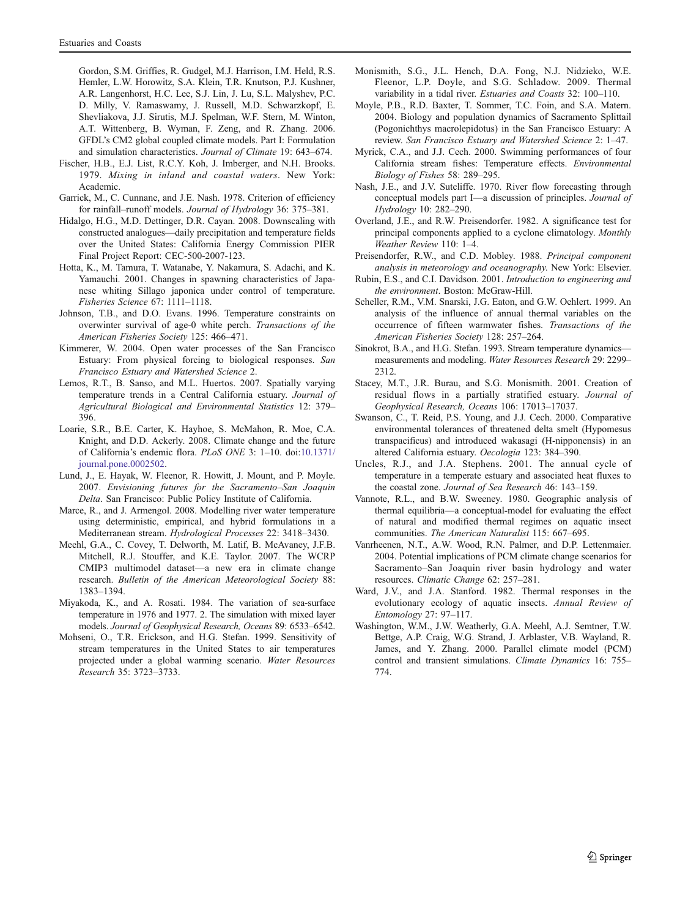Gordon, S.M. Griffies, R. Gudgel, M.J. Harrison, I.M. Held, R.S. Hemler, L.W. Horowitz, S.A. Klein, T.R. Knutson, P.J. Kushner, A.R. Langenhorst, H.C. Lee, S.J. Lin, J. Lu, S.L. Malyshev, P.C. D. Milly, V. Ramaswamy, J. Russell, M.D. Schwarzkopf, E. Shevliakova, J.J. Sirutis, M.J. Spelman, W.F. Stern, M. Winton, A.T. Wittenberg, B. Wyman, F. Zeng, and R. Zhang. 2006. GFDL's CM2 global coupled climate models. Part I: Formulation and simulation characteristics. *Journal of Climate* 19: 643–674.

Fischer, H.B., E.J. List, R.C.Y. Koh, J. Imberger, and N.H. Brooks. 1979. *Mixing in inland and coastal waters*. New York: Academic.

Garrick, M., C. Cunnane, and J.E. Nash. 1978. Criterion of efficiency for rainfall–runoff models. *Journal of Hydrology* 36: 375–381.

Hidalgo, H.G., M.D. Dettinger, D.R. Cayan. 2008. Downscaling with constructed analogues—daily precipitation and temperature fields over the United States: California Energy Commission PIER Final Project Report: CEC-500-2007-123.

Hotta, K., M. Tamura, T. Watanabe, Y. Nakamura, S. Adachi, and K. Yamauchi. 2001. Changes in spawning characteristics of Japanese whiting Sillago japonica under control of temperature. *Fisheries Science* 67: 1111–1118.

Johnson, T.B., and D.O. Evans. 1996. Temperature constraints on overwinter survival of age-0 white perch. *Transactions of the American Fisheries Society* 125: 466–471.

Kimmerer, W. 2004. Open water processes of the San Francisco Estuary: From physical forcing to biological responses. *San Francisco Estuary and Watershed Science* 2.

Lemos, R.T., B. Sanso, and M.L. Huertos. 2007. Spatially varying temperature trends in a Central California estuary. *Journal of Agricultural Biological and Environmental Statistics* 12: 379–396.

Loarie, S.R., B.E. Carter, K. Hayhoe, S. McMahon, R. Moe, C.A. Knight, and D.D. Ackerly. 2008. Climate change and the future of California's endemic flora. *PLoS ONE* 3: 1–10. doi:10.1371/journal.pone.0002502.

Lund, J., E. Hayak, W. Fleenor, R. Howitt, J. Mount, and P. Moyle. 2007. *Envisioning futures for the Sacramento–San Joaquin Delta*. San Francisco: Public Policy Institute of California.

Marce, R., and J. Armengol. 2008. Modelling river water temperature using deterministic, empirical, and hybrid formulations in a Mediterranean stream. *Hydrological Processes* 22: 3418–3430.

Meehl, G.A., C. Covey, T. Delworth, M. Latif, B. McAvaney, J.F.B. Mitchell, R.J. Stouffer, and K.E. Taylor. 2007. The WCRP CMIP3 multimodel dataset—a new era in climate change research. *Bulletin of the American Meteorological Society* 88: 1383–1394.

Miyakoda, K., and A. Rosati. 1984. The variation of sea-surface temperature in 1976 and 1977. 2. The simulation with mixed layer models. *Journal of Geophysical Research, Oceans* 89: 6533–6542.

Mohseni, O., T.R. Erickson, and H.G. Stefan. 1999. Sensitivity of stream temperatures in the United States to air temperatures projected under a global warming scenario. *Water Resources Research* 35: 3723–3733.

Monismith, S.G., J.L. Hench, D.A. Fong, N.J. Nidzieko, W.E. Fleenor, L.P. Doyle, and S.G. Schladow. 2009. Thermal variability in a tidal river. *Estuaries and Coasts* 32: 100–110.

Moyle, P.B., R.D. Baxter, T. Sommer, T.C. Foin, and S.A. Matern. 2004. Biology and population dynamics of Sacramento Splittail (Pogonichthys macrolepidotus) in the San Francisco Estuary: A review. *San Francisco Estuary and Watershed Science* 2: 1–47.

Myrick, C.A., and J.J. Cech. 2000. Swimming performances of four California stream fishes: Temperature effects. *Environmental Biology of Fishes* 58: 289–295.

Nash, J.E., and J.V. Sutcliffe. 1970. River flow forecasting through conceptual models part I—a discussion of principles. *Journal of Hydrology* 10: 282–290.

Overland, J.E., and R.W. Preisendorfer. 1982. A significance test for principal components applied to a cyclone climatology. *Monthly Weather Review* 110: 1–4.

Preisendorfer, R.W., and C.D. Mobley. 1988. *Principal component analysis in meteorology and oceanography*. New York: Elsevier.

Rubin, E.S., and C.I. Davidson. 2001. *Introduction to engineering and the environment*. Boston: McGraw-Hill.

Scheller, R.M., V.M. Snarski, J.G. Eaton, and G.W. Oehlert. 1999. An analysis of the influence of annual thermal variables on the occurrence of fifteen warmwater fishes. *Transactions of the American Fisheries Society* 128: 257–264.

Sinokrot, B.A., and H.G. Stefan. 1993. Stream temperature dynamics—measurements and modeling. *Water Resources Research* 29: 2299–2312.

Stacey, M.T., J.R. Burau, and S.G. Monismith. 2001. Creation of residual flows in a partially stratified estuary. *Journal of Geophysical Research, Oceans* 106: 17013–17037.

Swanson, C., T. Reid, P.S. Young, and J.J. Cech. 2000. Comparative environmental tolerances of threatened delta smelt (Hypomesus transpacificus) and introduced wakasagi (H-nipponensis) in an altered California estuary. *Oecologia* 123: 384–390.

Uncles, R.J., and J.A. Stephens. 2001. The annual cycle of temperature in a temperate estuary and associated heat fluxes to the coastal zone. *Journal of Sea Research* 46: 143–159.

Vannote, R.L., and B.W. Sweeney. 1980. Geographic analysis of thermal equilibria—a conceptual-model for evaluating the effect of natural and modified thermal regimes on aquatic insect communities. *The American Naturalist* 115: 667–695.

Vanrheenen, N.T., A.W. Wood, R.N. Palmer, and D.P. Lettenmaier. 2004. Potential implications of PCM climate change scenarios for Sacramento–San Joaquin river basin hydrology and water resources. *Climatic Change* 62: 257–281.

Ward, J.V., and J.A. Stanford. 1982. Thermal responses in the evolutionary ecology of aquatic insects. *Annual Review of Entomology* 27: 97–117.

Washington, W.M., J.W. Weatherly, G.A. Meehl, A.J. Semtner, T.W. Bettge, A.P. Craig, W.G. Strand, J. Arblaster, V.B. Wayland, R. James, and Y. Zhang. 2000. Parallel climate model (PCM) control and transient simulations. *Climate Dynamics* 16: 755–774.